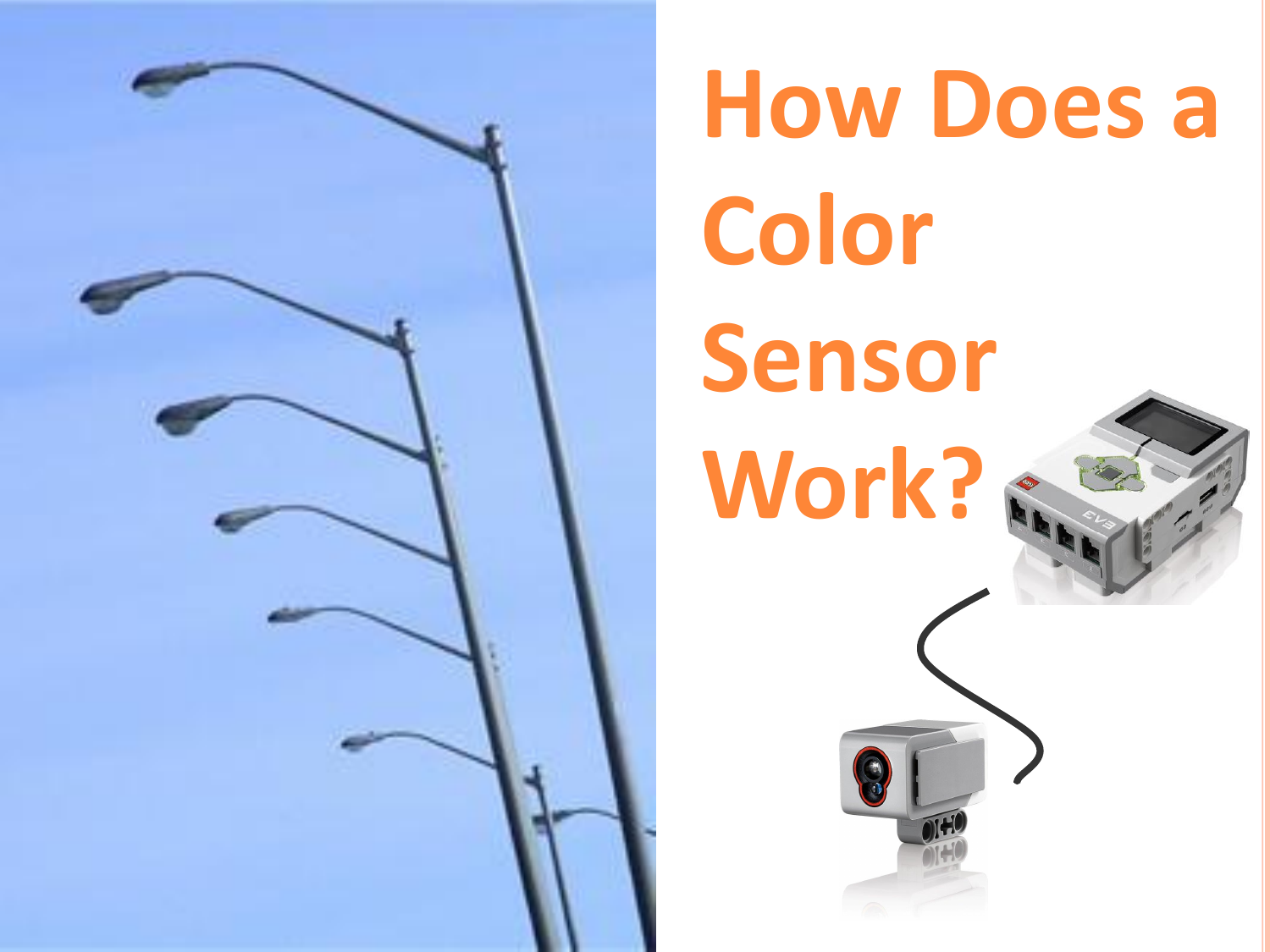# How Does a Color Sensor Work?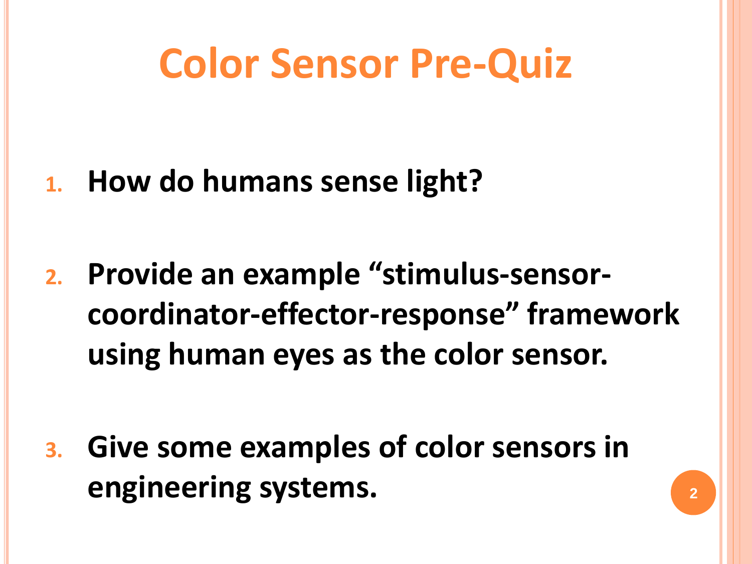# Color Sensor Pre-Quiz

1. **How do humans sense light?**

2. **Provide an example "stimulus-sensor-coordinator-effector-response" framework using human eyes as the color sensor.**

3. **Give some examples of color sensors in engineering systems.**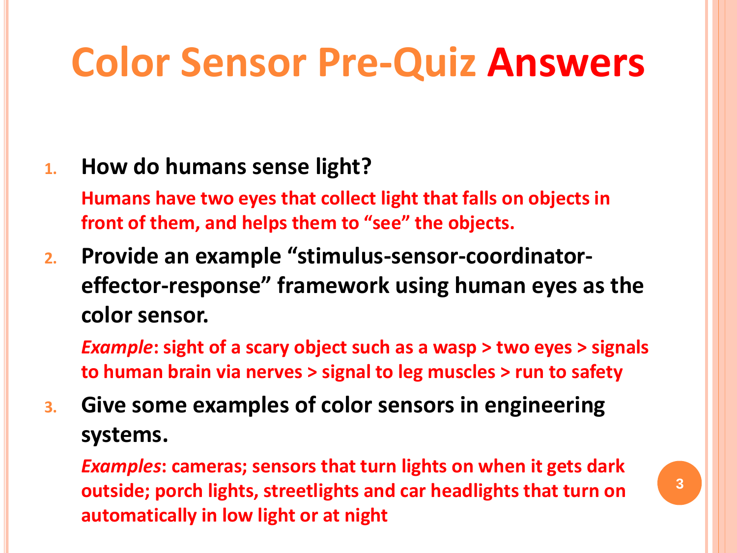# Color Sensor Pre-Quiz Answers

1. **How do humans sense light?**

   **Humans have two eyes that collect light that falls on objects in front of them, and helps them to "see" the objects.**

2. **Provide an example "stimulus-sensor-coordinator-effector-response" framework using human eyes as the color sensor.**

   ***Example*: sight of a scary object such as a wasp > two eyes > signals to human brain via nerves > signal to leg muscles > run to safety**

3. **Give some examples of color sensors in engineering systems.**

   ***Examples*: cameras; sensors that turn lights on when it gets dark outside; porch lights, streetlights and car headlights that turn on automatically in low light or at night**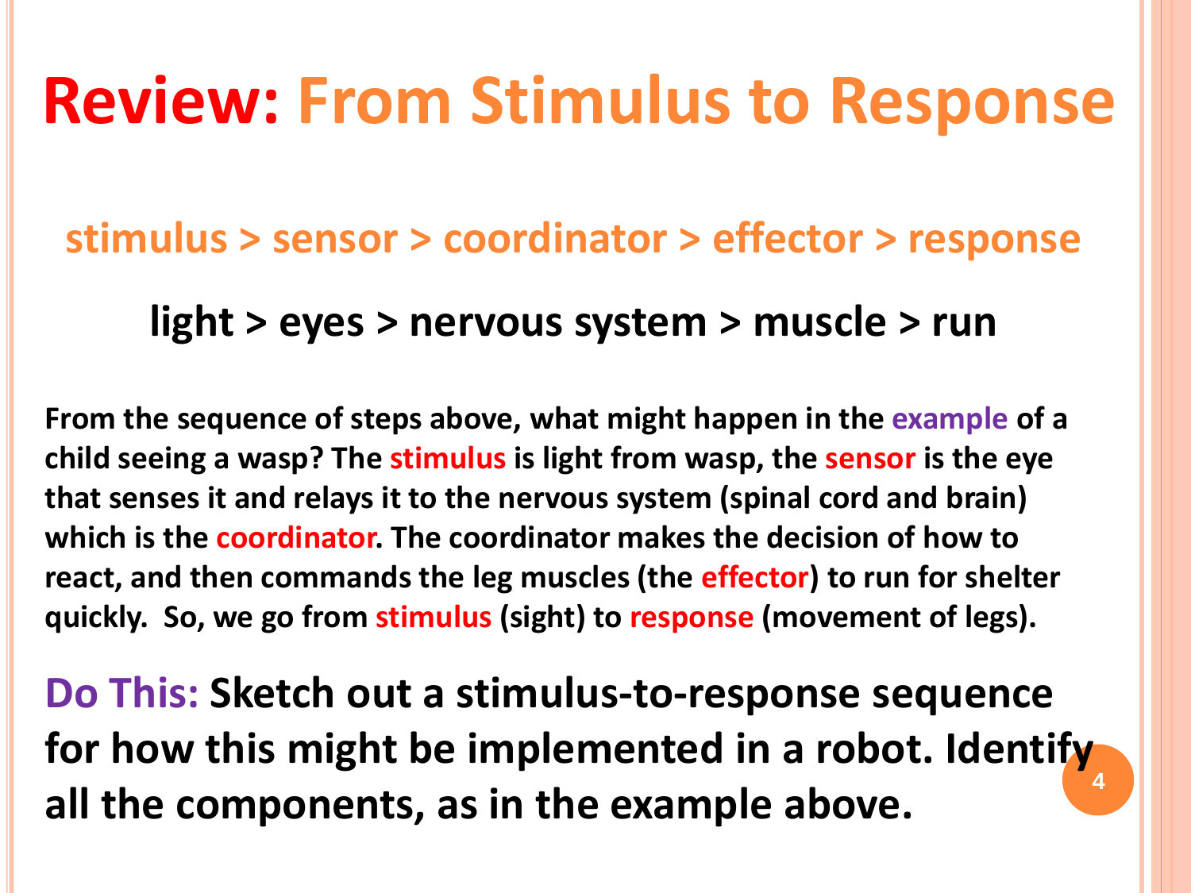# Review: From Stimulus to Response

**stimulus > sensor > coordinator > effector > response**

**light > eyes > nervous system > muscle > run**

**From the sequence of steps above, what might happen in the example of a child seeing a wasp? The stimulus is light from wasp, the sensor is the eye that senses it and relays it to the nervous system (spinal cord and brain) which is the coordinator. The coordinator makes the decision of how to react, and then commands the leg muscles (the effector) to run for shelter quickly. So, we go from stimulus (sight) to response (movement of legs).**

**Do This: Sketch out a stimulus-to-response sequence for how this might be implemented in a robot. Identify all the components, as in the example above.**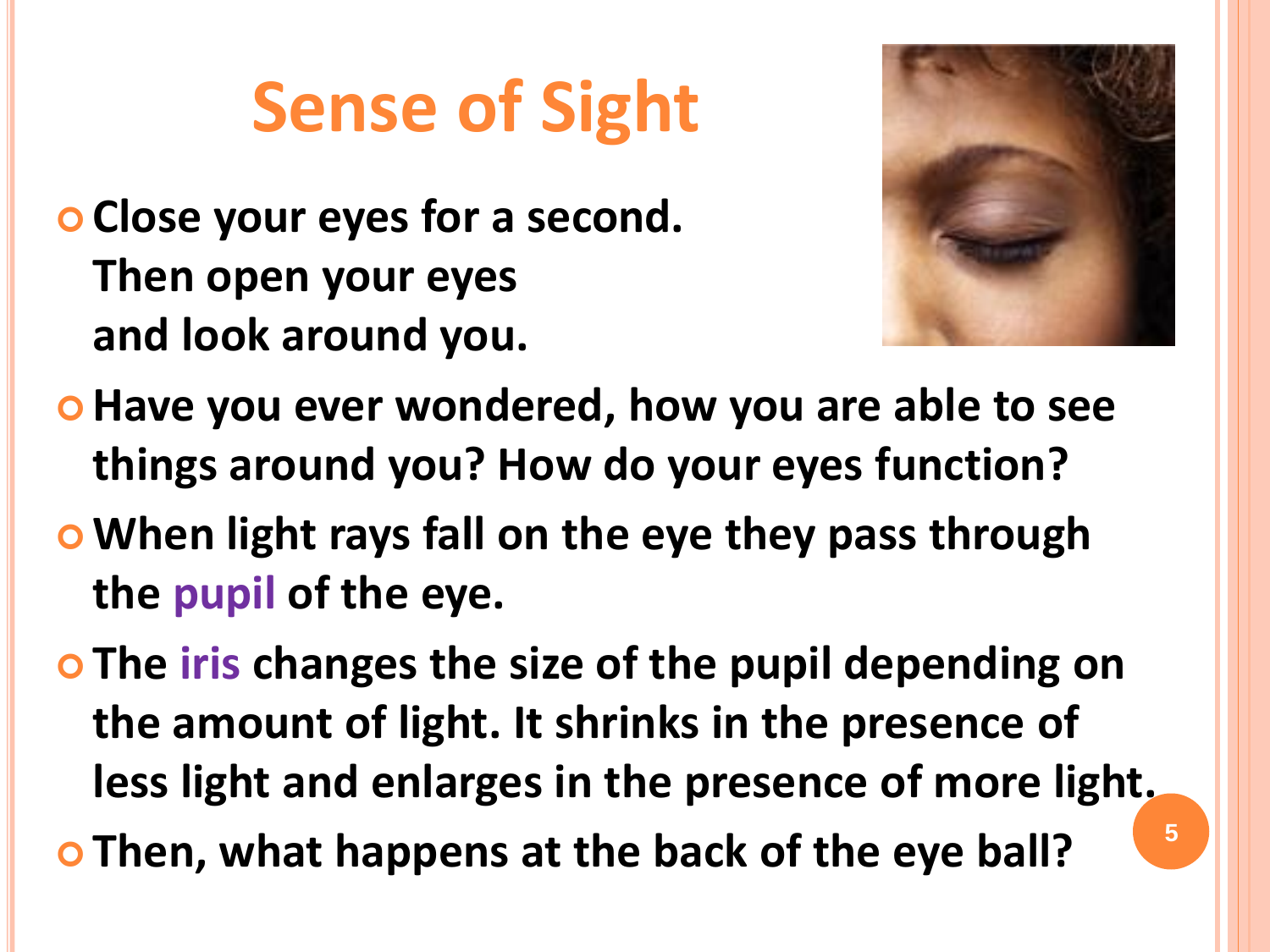# Sense of Sight

- **Close your eyes for a second. Then open your eyes and look around you.**
- **Have you ever wondered, how you are able to see things around you? How do your eyes function?**
- **When light rays fall on the eye they pass through the pupil of the eye.**
- **The iris changes the size of the pupil depending on the amount of light. It shrinks in the presence of less light and enlarges in the presence of more light.**
- **Then, what happens at the back of the eye ball?**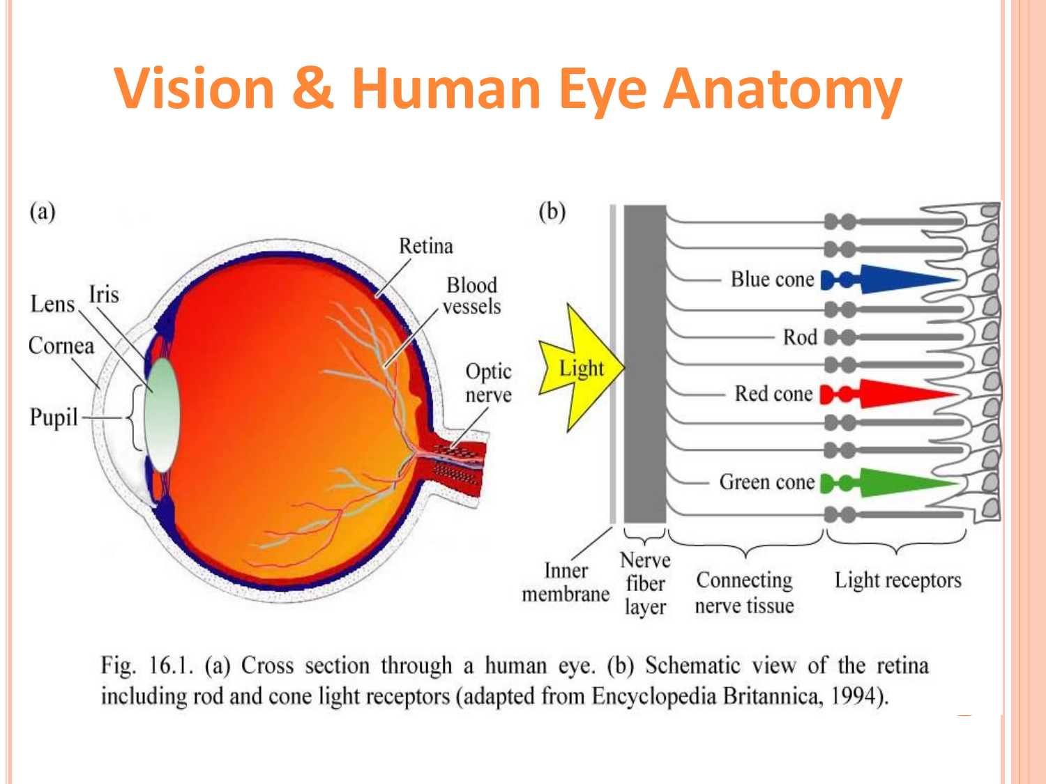# Vision & Human Eye Anatomy

(a)

Lens, Iris, Cornea, Pupil, Retina, Blood vessels, Optic nerve

(b)

Light, Blue cone, Rod, Red cone, Green cone, Inner membrane, Nerve fiber layer, Connecting nerve tissue, Light receptors

Fig. 16.1. (a) Cross section through a human eye. (b) Schematic view of the retina including rod and cone light receptors (adapted from Encyclopedia Britannica, 1994).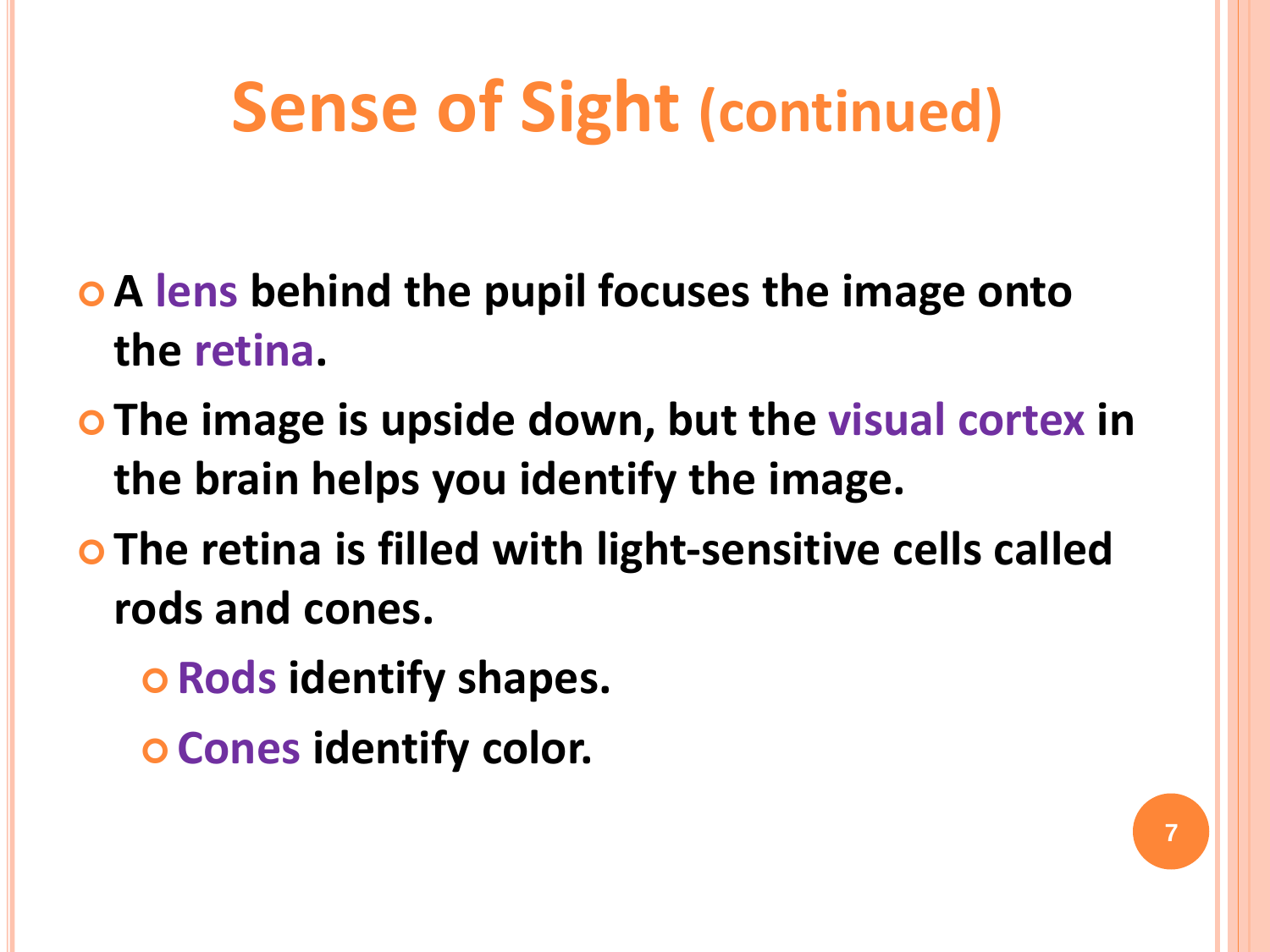# Sense of Sight (continued)

- A lens behind the pupil focuses the image onto the retina.
- The image is upside down, but the visual cortex in the brain helps you identify the image.
- The retina is filled with light-sensitive cells called rods and cones.
  - Rods identify shapes.
  - Cones identify color.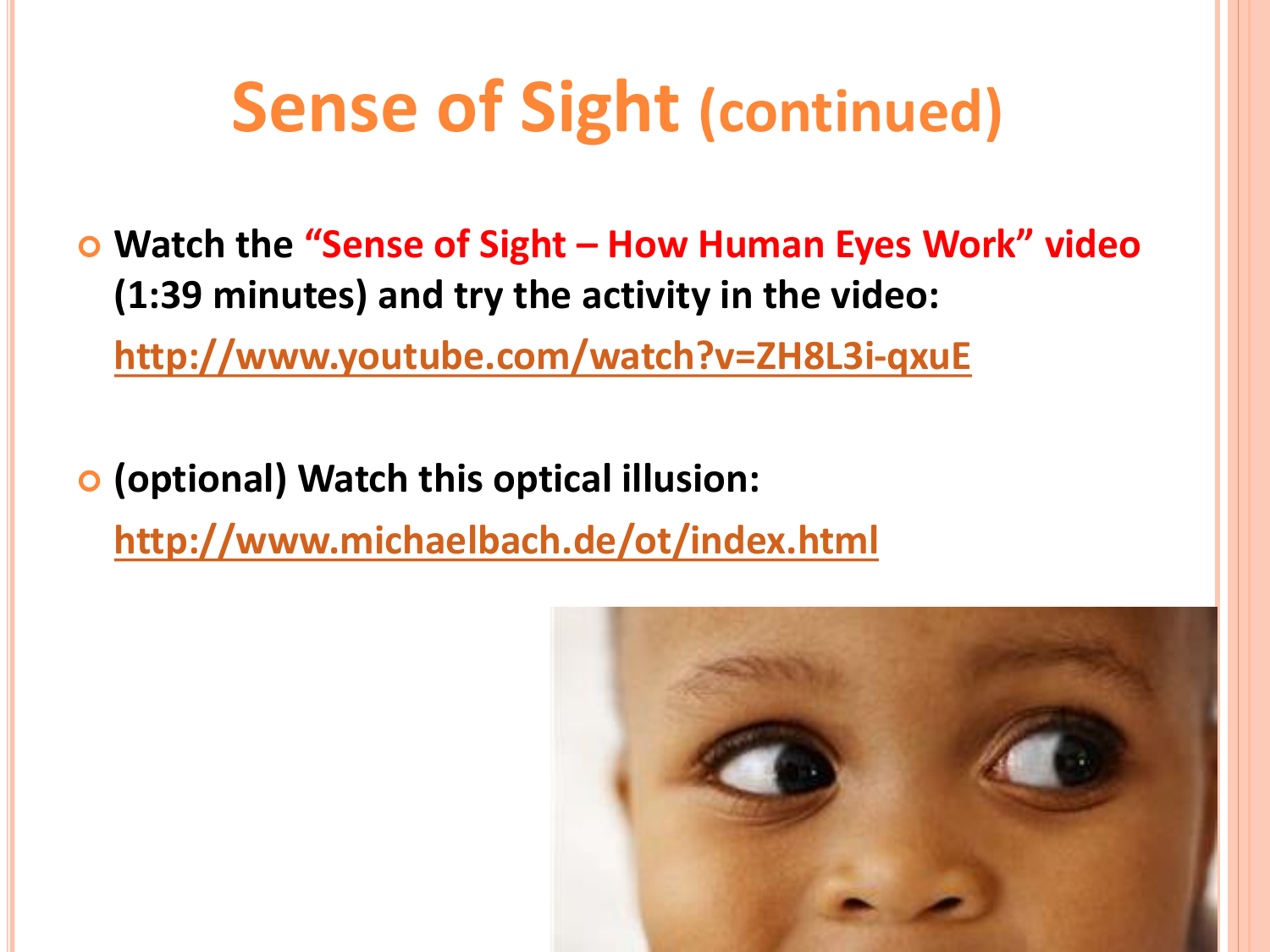# Sense of Sight (continued)

- **Watch the "Sense of Sight – How Human Eyes Work" video (1:39 minutes) and try the activity in the video:**
  **http://www.youtube.com/watch?v=ZH8L3i-qxuE**

- **(optional) Watch this optical illusion:**
  **http://www.michaelbach.de/ot/index.html**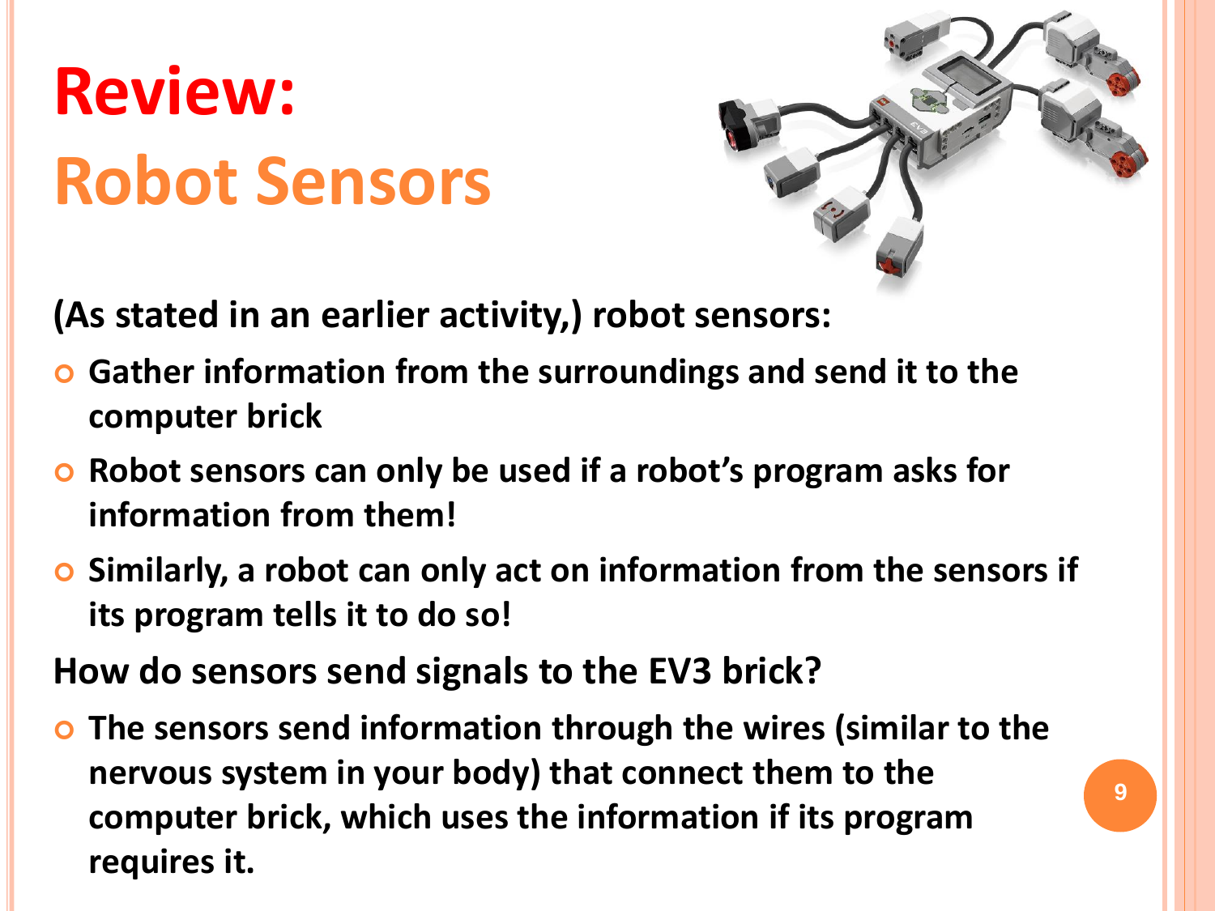# Review:
## Robot Sensors

(As stated in an earlier activity,) robot sensors:

- Gather information from the surroundings and send it to the computer brick
- Robot sensors can only be used if a robot's program asks for information from them!
- Similarly, a robot can only act on information from the sensors if its program tells it to do so!

How do sensors send signals to the EV3 brick?

- The sensors send information through the wires (similar to the nervous system in your body) that connect them to the computer brick, which uses the information if its program requires it.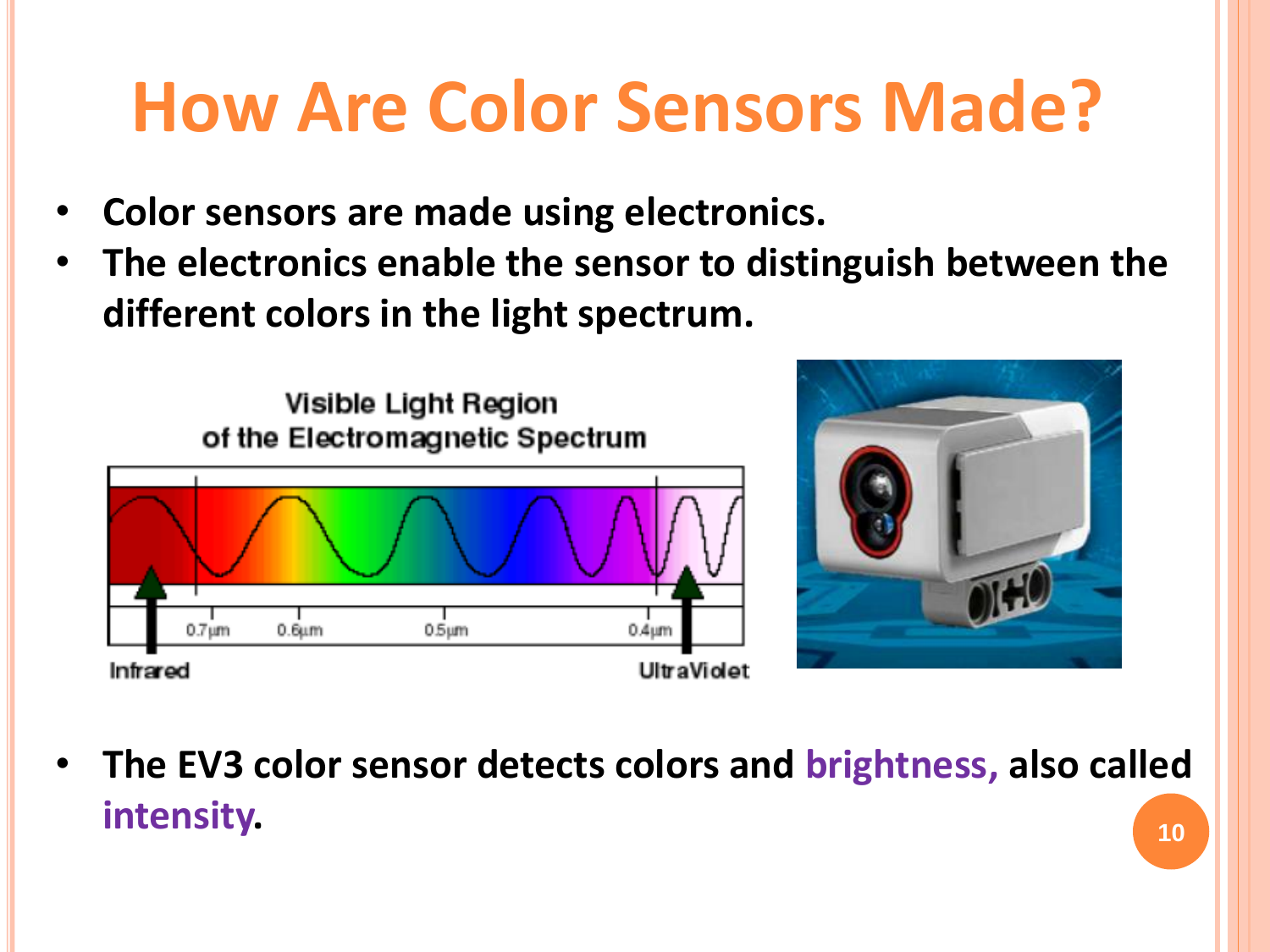# How Are Color Sensors Made?

- **Color sensors are made using electronics.**
- **The electronics enable the sensor to distinguish between the different colors in the light spectrum.**

Visible Light Region of the Electromagnetic Spectrum

0.7μm 0.6μm 0.5μm 0.4μm

Infrared UltraViolet

- **The EV3 color sensor detects colors and brightness, also called intensity.**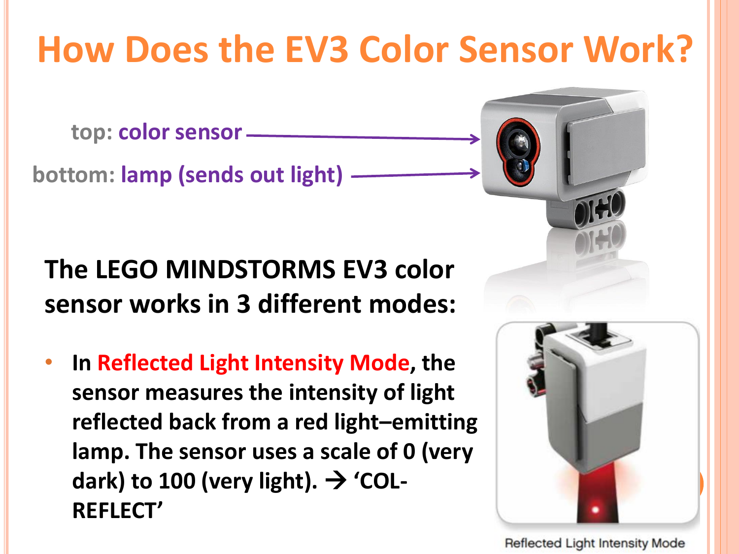# How Does the EV3 Color Sensor Work?

top: **color sensor**

bottom: **lamp (sends out light)**

**The LEGO MINDSTORMS EV3 color sensor works in 3 different modes:**

- **In Reflected Light Intensity Mode, the sensor measures the intensity of light reflected back from a red light–emitting lamp. The sensor uses a scale of 0 (very dark) to 100 (very light). → 'COL-REFLECT'**

Reflected Light Intensity Mode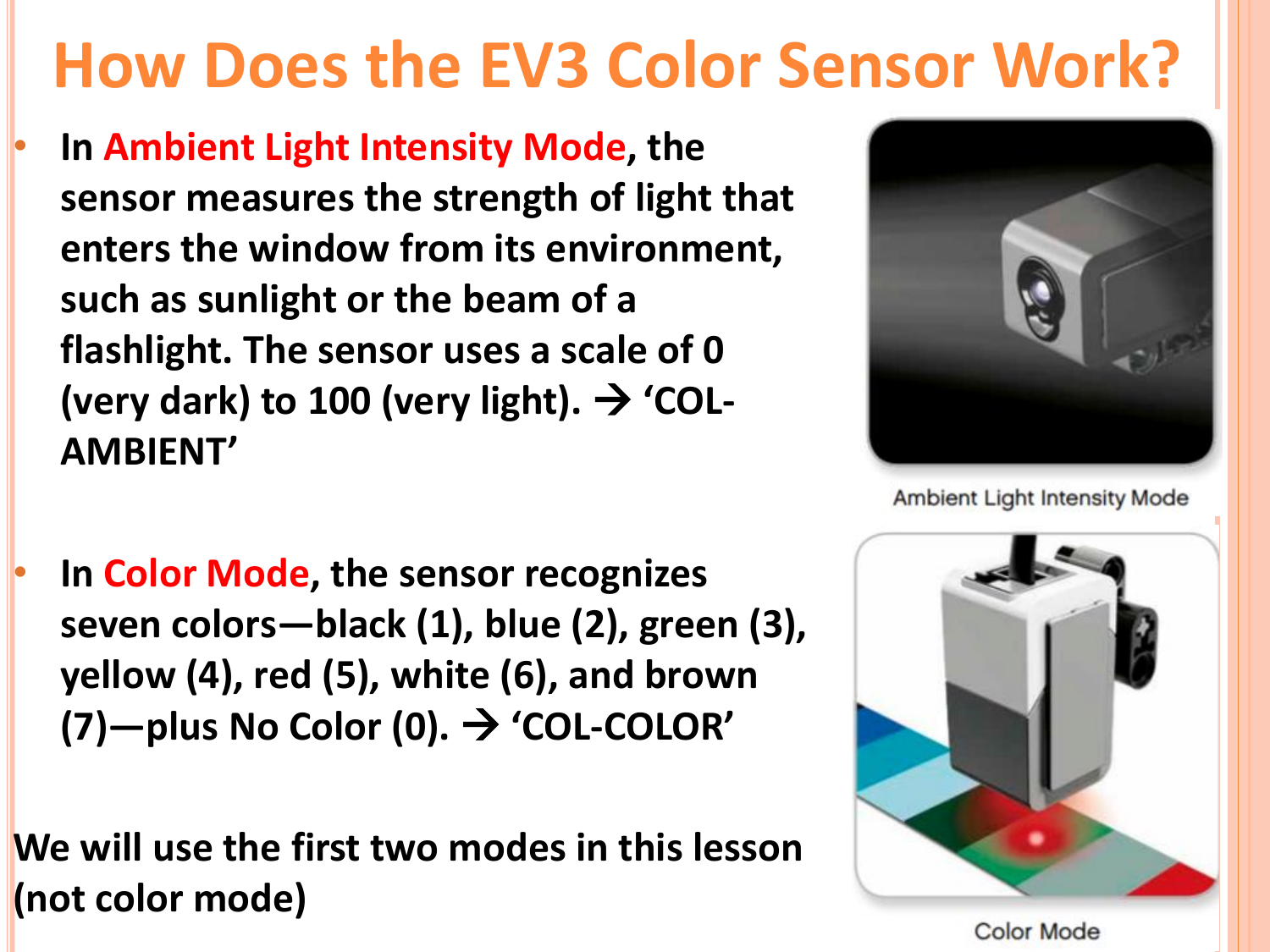# How Does the EV3 Color Sensor Work?

- In **Ambient Light Intensity Mode**, the sensor measures the strength of light that enters the window from its environment, such as sunlight or the beam of a flashlight. The sensor uses a scale of 0 (very dark) to 100 (very light). → 'COL-AMBIENT'

Ambient Light Intensity Mode

- In **Color Mode**, the sensor recognizes seven colors—black (1), blue (2), green (3), yellow (4), red (5), white (6), and brown (7)—plus No Color (0). → 'COL-COLOR'

Color Mode

**We will use the first two modes in this lesson (not color mode)**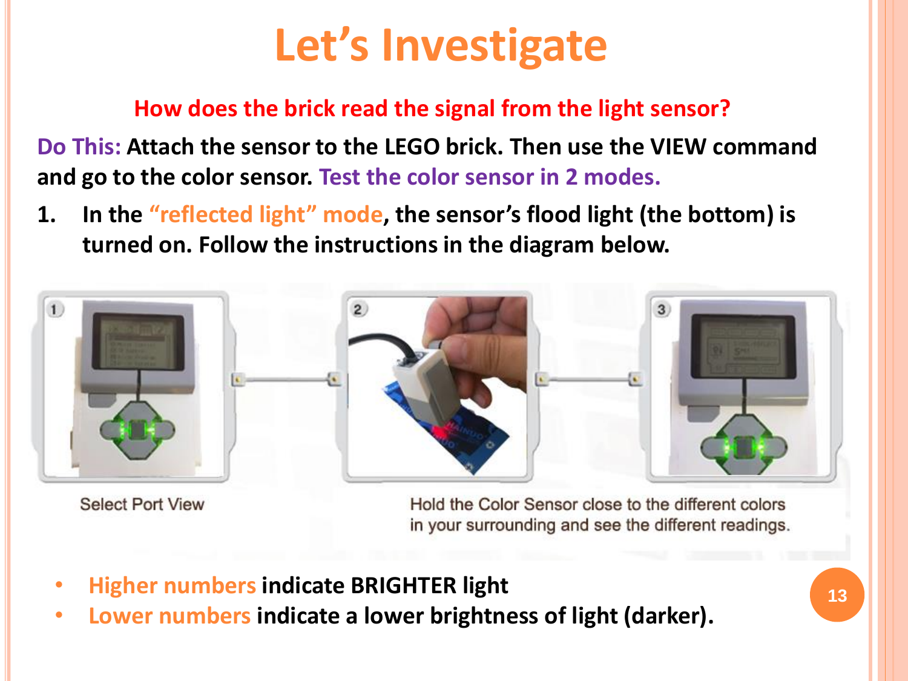# Let's Investigate

**How does the brick read the signal from the light sensor?**

**Do This:** Attach the sensor to the LEGO brick. Then use the VIEW command and go to the color sensor. **Test the color sensor in 2 modes.**

1. **In the "reflected light" mode, the sensor's flood light (the bottom) is turned on. Follow the instructions in the diagram below.**

Select Port View

Hold the Color Sensor close to the different colors in your surrounding and see the different readings.

- **Higher numbers indicate BRIGHTER light**
- **Lower numbers indicate a lower brightness of light (darker).**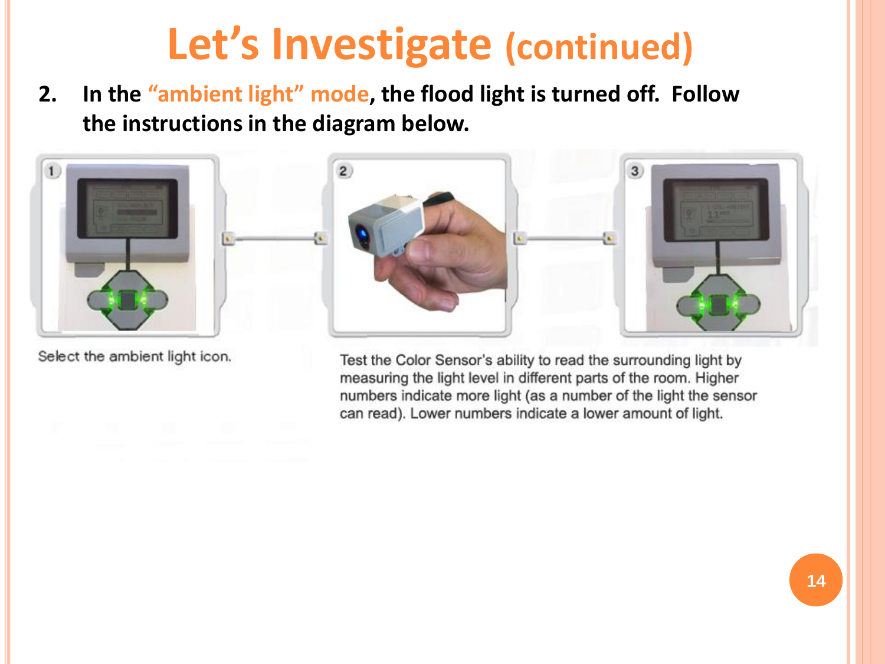# Let's Investigate (continued)

2. **In the "ambient light" mode, the flood light is turned off. Follow the instructions in the diagram below.**

Select the ambient light icon.

Test the Color Sensor's ability to read the surrounding light by measuring the light level in different parts of the room. Higher numbers indicate more light (as a number of the light the sensor can read). Lower numbers indicate a lower amount of light.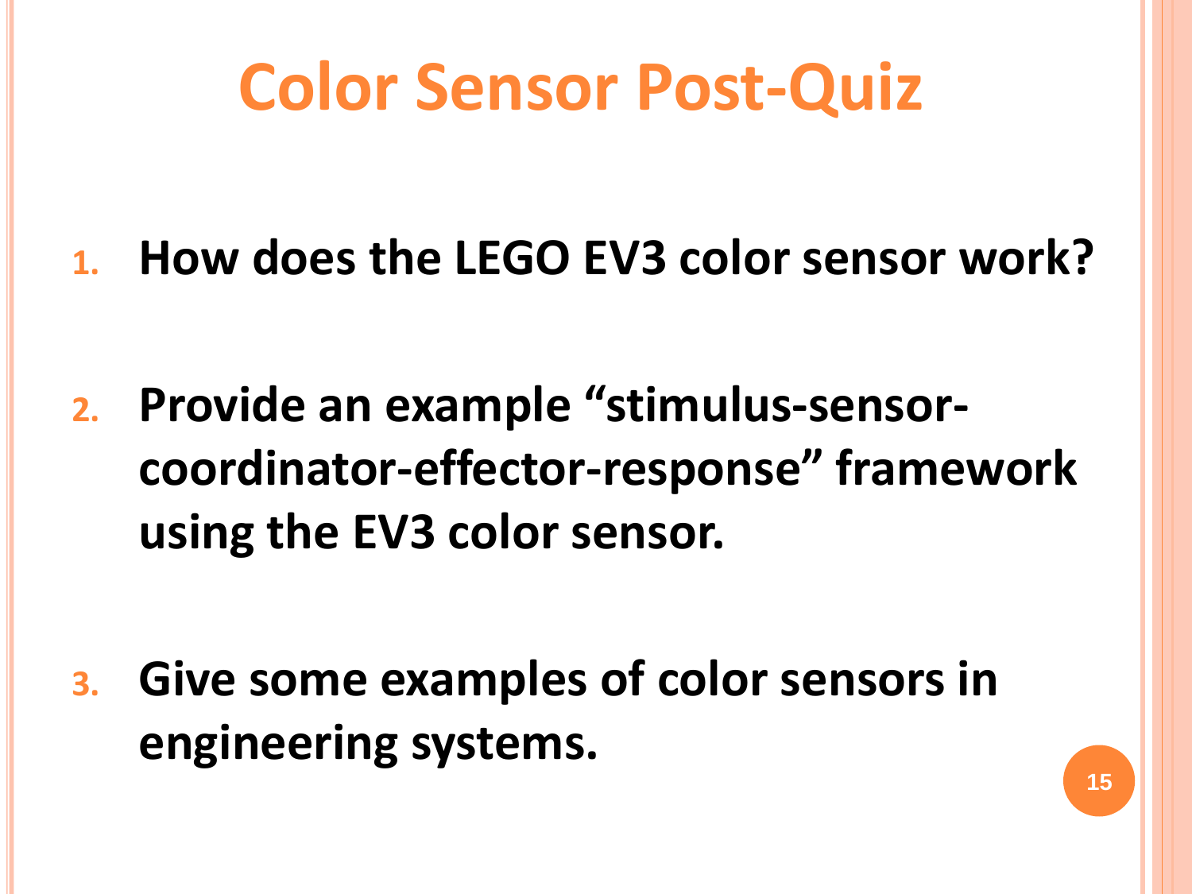# Color Sensor Post-Quiz

1. **How does the LEGO EV3 color sensor work?**

2. **Provide an example "stimulus-sensor-coordinator-effector-response" framework using the EV3 color sensor.**

3. **Give some examples of color sensors in engineering systems.**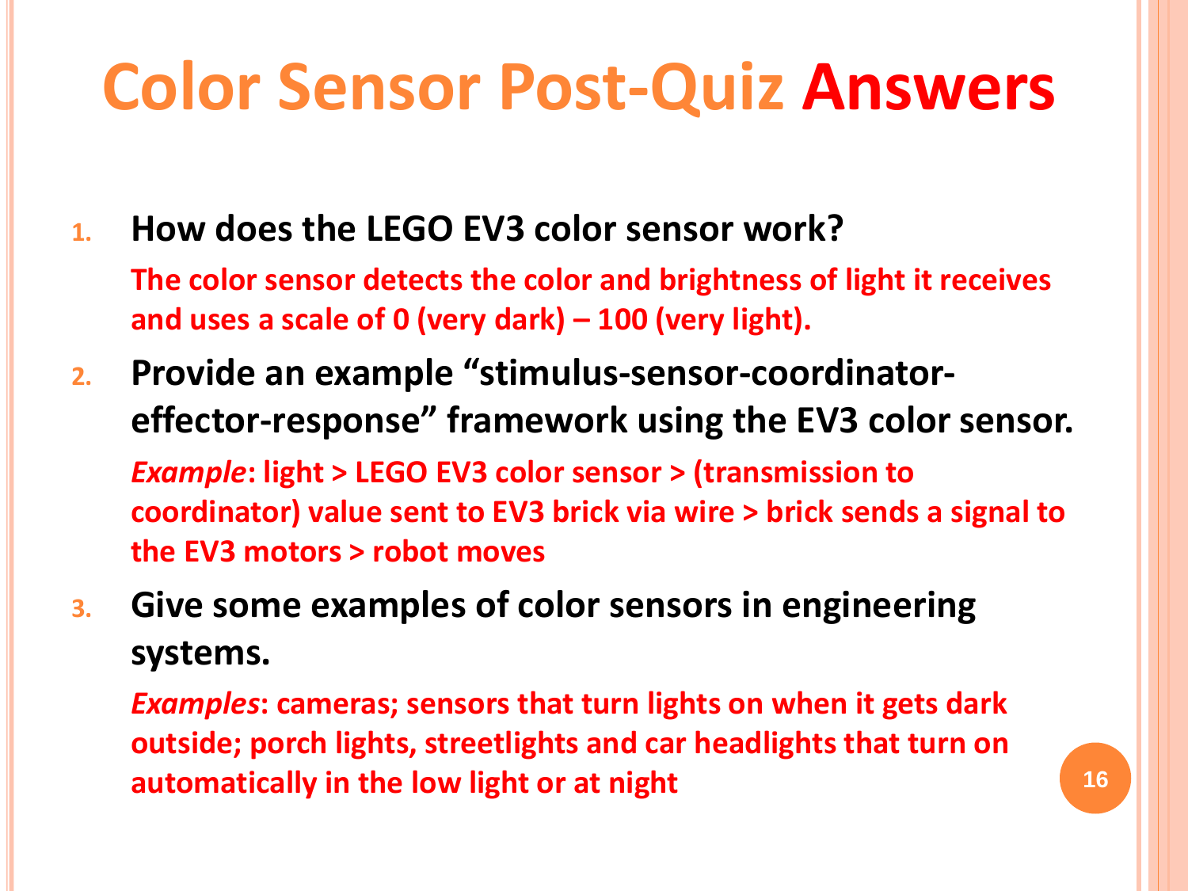# Color Sensor Post-Quiz Answers

1. **How does the LEGO EV3 color sensor work?**

   **The color sensor detects the color and brightness of light it receives and uses a scale of 0 (very dark) – 100 (very light).**

2. **Provide an example "stimulus-sensor-coordinator-effector-response" framework using the EV3 color sensor.**

   ***Example*: light > LEGO EV3 color sensor > (transmission to coordinator) value sent to EV3 brick via wire > brick sends a signal to the EV3 motors > robot moves**

3. **Give some examples of color sensors in engineering systems.**

   ***Examples*: cameras; sensors that turn lights on when it gets dark outside; porch lights, streetlights and car headlights that turn on automatically in the low light or at night**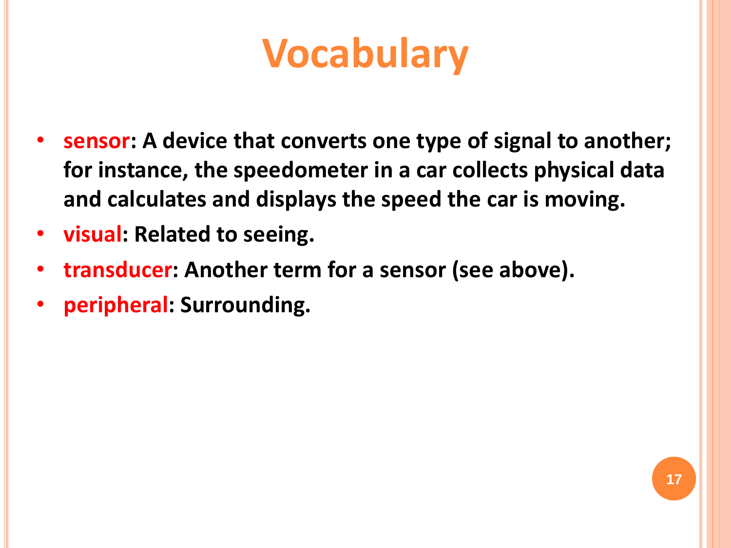# Vocabulary

- **sensor: A device that converts one type of signal to another; for instance, the speedometer in a car collects physical data and calculates and displays the speed the car is moving.**
- **visual: Related to seeing.**
- **transducer: Another term for a sensor (see above).**
- **peripheral: Surrounding.**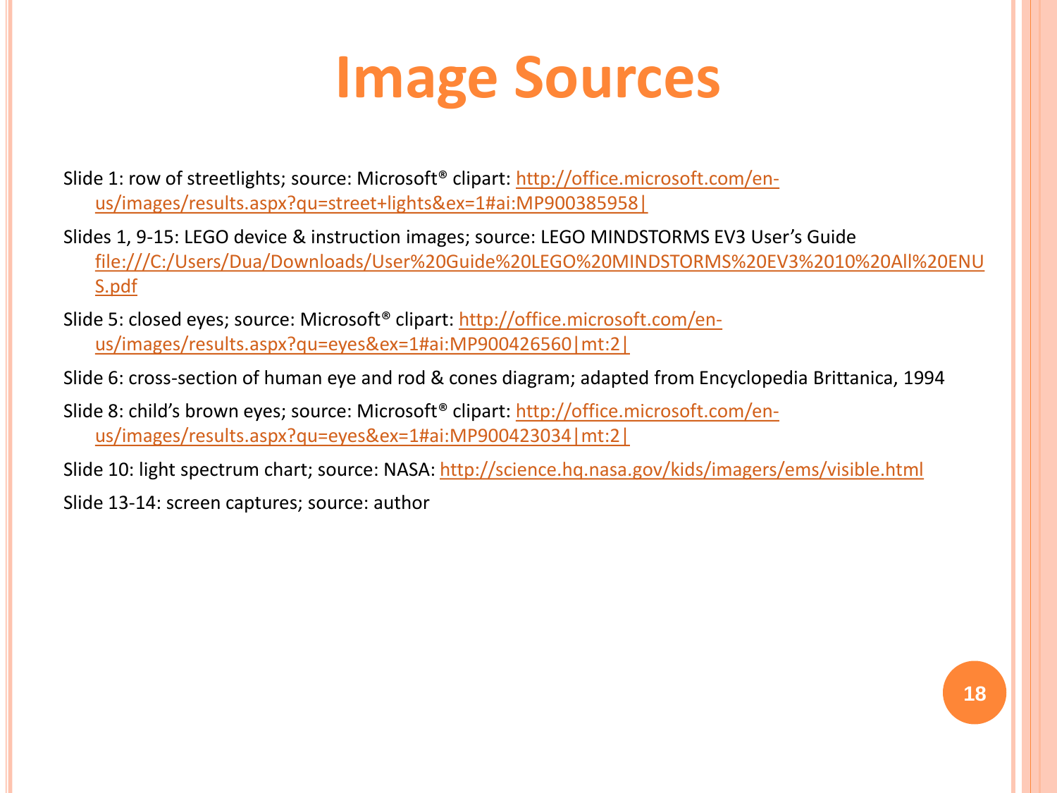# Image Sources

Slide 1: row of streetlights; source: Microsoft® clipart: http://office.microsoft.com/en-us/images/results.aspx?qu=street+lights&ex=1#ai:MP900385958|

Slides 1, 9-15: LEGO device & instruction images; source: LEGO MINDSTORMS EV3 User's Guide file:///C:/Users/Dua/Downloads/User%20Guide%20LEGO%20MINDSTORMS%20EV3%2010%20All%20ENUS.pdf

Slide 5: closed eyes; source: Microsoft® clipart: http://office.microsoft.com/en-us/images/results.aspx?qu=eyes&ex=1#ai:MP900426560|mt:2|

Slide 6: cross-section of human eye and rod & cones diagram; adapted from Encyclopedia Brittanica, 1994

Slide 8: child's brown eyes; source: Microsoft® clipart: http://office.microsoft.com/en-us/images/results.aspx?qu=eyes&ex=1#ai:MP900423034|mt:2|

Slide 10: light spectrum chart; source: NASA: http://science.hq.nasa.gov/kids/imagers/ems/visible.html

Slide 13-14: screen captures; source: author